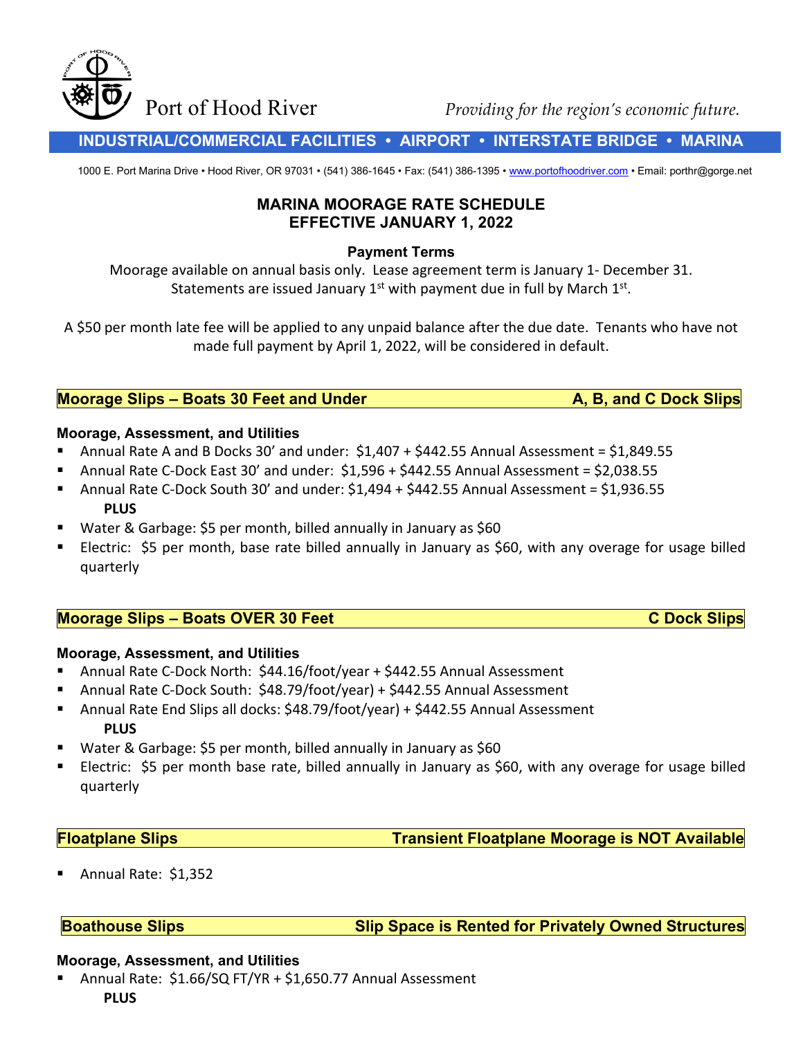Port of Hood River *Providing for the region's economic future.*

**INDUSTRIAL/COMMERCIAL FACILITIES • AIRPORT • INTERSTATE BRIDGE • MARINA**

1000 E. Port Marina Drive • Hood River, OR 97031 • (541) 386-1645 • Fax: (541) 386-1395 • www.portofhoodriver.com • Email: porthr@gorge.net

# MARINA MOORAGE RATE SCHEDULE
# EFFECTIVE JANUARY 1, 2022

### Payment Terms

Moorage available on annual basis only. Lease agreement term is January 1- December 31. Statements are issued January 1st with payment due in full by March 1st.

A $50 per month late fee will be applied to any unpaid balance after the due date. Tenants who have not made full payment by April 1, 2022, will be considered in default.

## Moorage Slips – Boats 30 Feet and Under — A, B, and C Dock Slips

**Moorage, Assessment, and Utilities**

- Annual Rate A and B Docks 30' and under: $1,407 + $442.55 Annual Assessment = $1,849.55
- Annual Rate C-Dock East 30' and under: $1,596 + $442.55 Annual Assessment = $2,038.55
- Annual Rate C-Dock South 30' and under: $1,494 + $442.55 Annual Assessment = $1,936.55

  **PLUS**
- Water & Garbage: $5 per month, billed annually in January as $60
- Electric: $5 per month, base rate billed annually in January as $60, with any overage for usage billed quarterly

## Moorage Slips – Boats OVER 30 Feet — C Dock Slips

**Moorage, Assessment, and Utilities**

- Annual Rate C-Dock North: $44.16/foot/year + $442.55 Annual Assessment
- Annual Rate C-Dock South: $48.79/foot/year) + $442.55 Annual Assessment
- Annual Rate End Slips all docks: $48.79/foot/year) + $442.55 Annual Assessment

  **PLUS**
- Water & Garbage: $5 per month, billed annually in January as $60
- Electric: $5 per month base rate, billed annually in January as $60, with any overage for usage billed quarterly

## Floatplane Slips — Transient Floatplane Moorage is NOT Available

- Annual Rate: $1,352

## Boathouse Slips — Slip Space is Rented for Privately Owned Structures

**Moorage, Assessment, and Utilities**

- Annual Rate: $1.66/SQ FT/YR + $1,650.77 Annual Assessment

  **PLUS**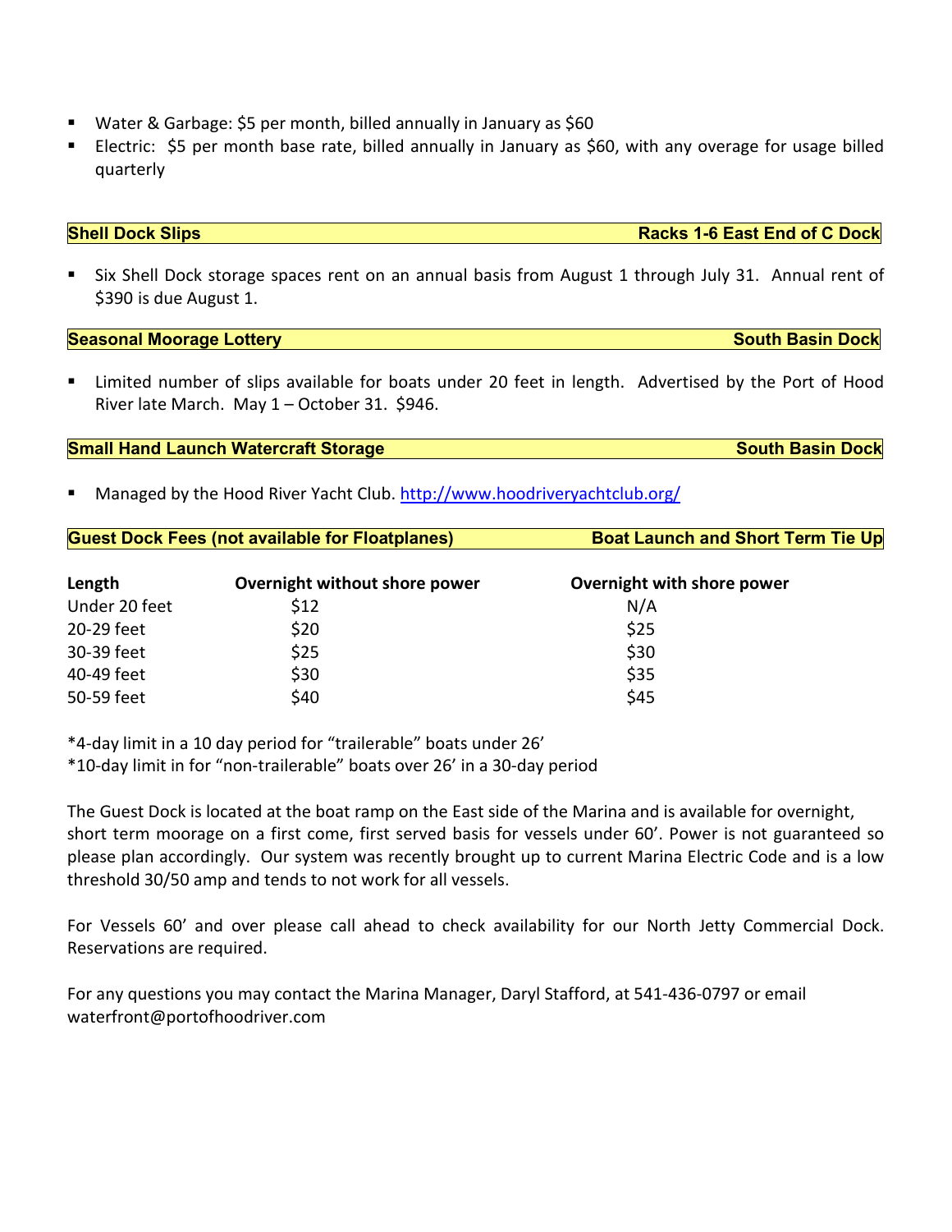- Water & Garbage: $5 per month, billed annually in January as $60
- Electric: $5 per month base rate, billed annually in January as $60, with any overage for usage billed quarterly

**Shell Dock Slips** — **Racks 1-6 East End of C Dock**

- Six Shell Dock storage spaces rent on an annual basis from August 1 through July 31. Annual rent of $390 is due August 1.

**Seasonal Moorage Lottery** — **South Basin Dock**

- Limited number of slips available for boats under 20 feet in length. Advertised by the Port of Hood River late March. May 1 – October 31. $946.

**Small Hand Launch Watercraft Storage** — **South Basin Dock**

- Managed by the Hood River Yacht Club. http://www.hoodriveryachtclub.org/

**Guest Dock Fees (not available for Floatplanes)** — **Boat Launch and Short Term Tie Up**

| Length | Overnight without shore power | Overnight with shore power |
|---|---|---|
| Under 20 feet | $12 | N/A |
| 20-29 feet | $20 | $25 |
| 30-39 feet | $25 | $30 |
| 40-49 feet | $30 | $35 |
| 50-59 feet | $40 | $45 |

*4-day limit in a 10 day period for "trailerable" boats under 26'
*10-day limit in for "non-trailerable" boats over 26' in a 30-day period

The Guest Dock is located at the boat ramp on the East side of the Marina and is available for overnight, short term moorage on a first come, first served basis for vessels under 60'. Power is not guaranteed so please plan accordingly. Our system was recently brought up to current Marina Electric Code and is a low threshold 30/50 amp and tends to not work for all vessels.

For Vessels 60' and over please call ahead to check availability for our North Jetty Commercial Dock. Reservations are required.

For any questions you may contact the Marina Manager, Daryl Stafford, at 541-436-0797 or email waterfront@portofhoodriver.com